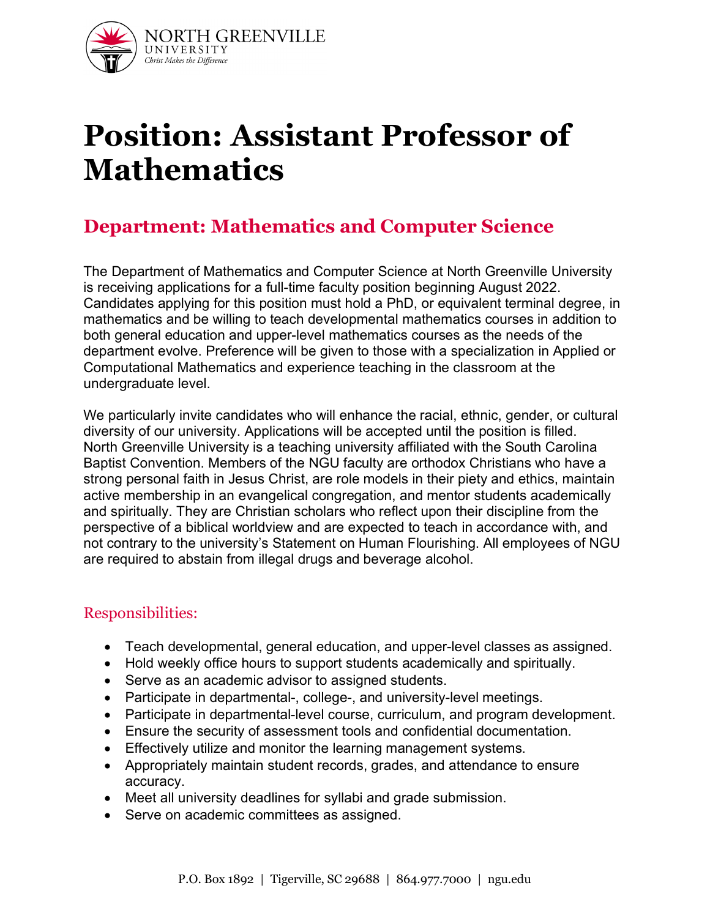NORTH GREENVILLE
UNIVERSITY
*Christ Makes the Difference*

# Position: Assistant Professor of Mathematics

## Department: Mathematics and Computer Science

The Department of Mathematics and Computer Science at North Greenville University is receiving applications for a full-time faculty position beginning August 2022. Candidates applying for this position must hold a PhD, or equivalent terminal degree, in mathematics and be willing to teach developmental mathematics courses in addition to both general education and upper-level mathematics courses as the needs of the department evolve. Preference will be given to those with a specialization in Applied or Computational Mathematics and experience teaching in the classroom at the undergraduate level.

We particularly invite candidates who will enhance the racial, ethnic, gender, or cultural diversity of our university. Applications will be accepted until the position is filled. North Greenville University is a teaching university affiliated with the South Carolina Baptist Convention. Members of the NGU faculty are orthodox Christians who have a strong personal faith in Jesus Christ, are role models in their piety and ethics, maintain active membership in an evangelical congregation, and mentor students academically and spiritually. They are Christian scholars who reflect upon their discipline from the perspective of a biblical worldview and are expected to teach in accordance with, and not contrary to the university's Statement on Human Flourishing. All employees of NGU are required to abstain from illegal drugs and beverage alcohol.

### Responsibilities:

- Teach developmental, general education, and upper-level classes as assigned.
- Hold weekly office hours to support students academically and spiritually.
- Serve as an academic advisor to assigned students.
- Participate in departmental-, college-, and university-level meetings.
- Participate in departmental-level course, curriculum, and program development.
- Ensure the security of assessment tools and confidential documentation.
- Effectively utilize and monitor the learning management systems.
- Appropriately maintain student records, grades, and attendance to ensure accuracy.
- Meet all university deadlines for syllabi and grade submission.
- Serve on academic committees as assigned.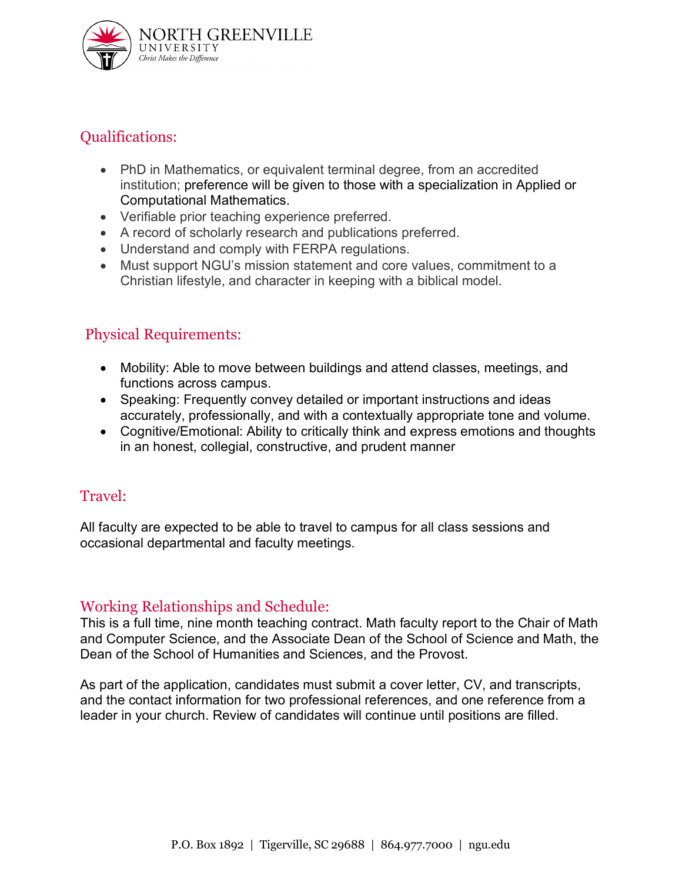## Qualifications:

- PhD in Mathematics, or equivalent terminal degree, from an accredited institution; preference will be given to those with a specialization in Applied or Computational Mathematics.
- Verifiable prior teaching experience preferred.
- A record of scholarly research and publications preferred.
- Understand and comply with FERPA regulations.
- Must support NGU's mission statement and core values, commitment to a Christian lifestyle, and character in keeping with a biblical model.

## Physical Requirements:

- Mobility: Able to move between buildings and attend classes, meetings, and functions across campus.
- Speaking: Frequently convey detailed or important instructions and ideas accurately, professionally, and with a contextually appropriate tone and volume.
- Cognitive/Emotional: Ability to critically think and express emotions and thoughts in an honest, collegial, constructive, and prudent manner

## Travel:

All faculty are expected to be able to travel to campus for all class sessions and occasional departmental and faculty meetings.

## Working Relationships and Schedule:

This is a full time, nine month teaching contract. Math faculty report to the Chair of Math and Computer Science, and the Associate Dean of the School of Science and Math, the Dean of the School of Humanities and Sciences, and the Provost.

As part of the application, candidates must submit a cover letter, CV, and transcripts, and the contact information for two professional references, and one reference from a leader in your church. Review of candidates will continue until positions are filled.